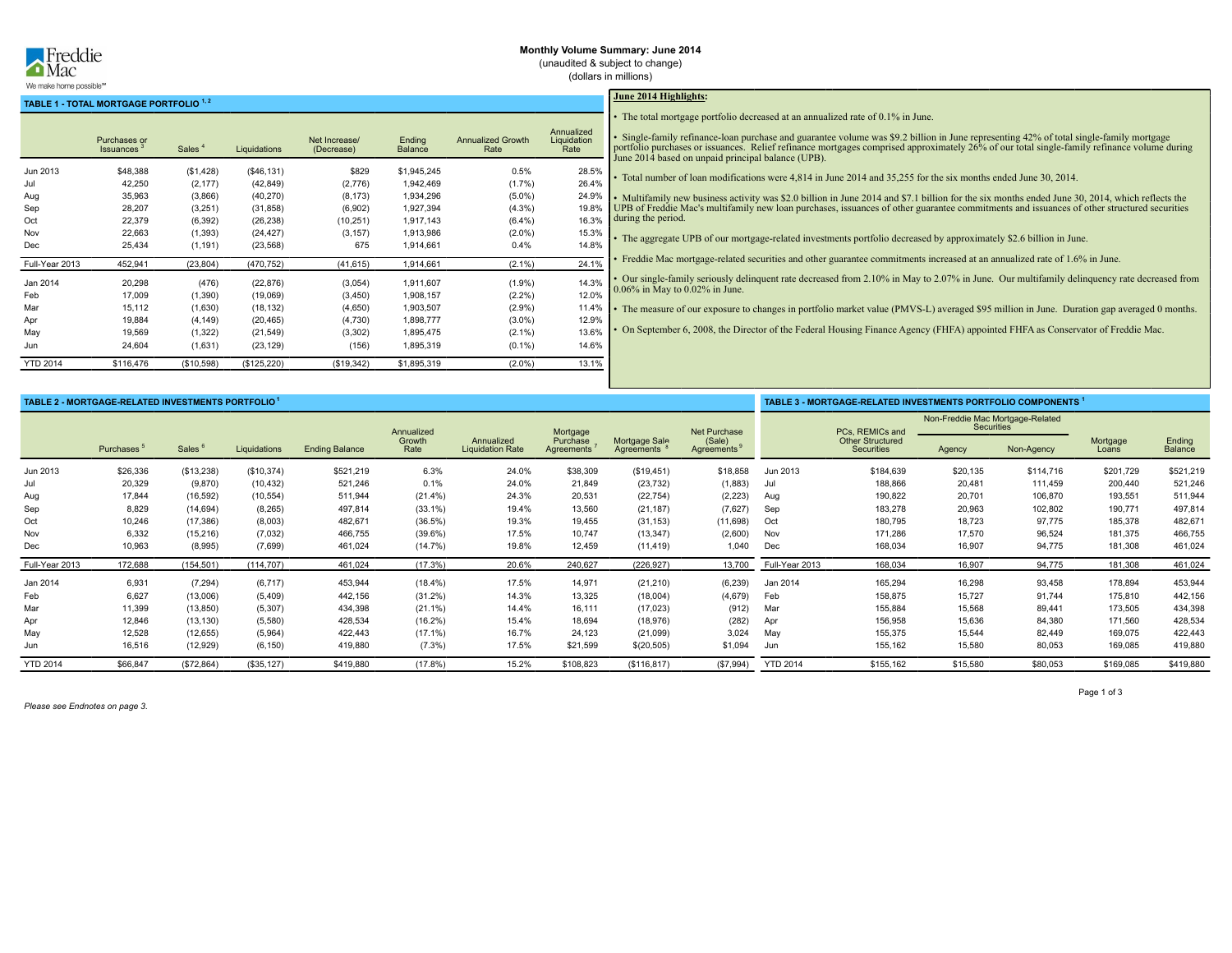Freddie Mac
We make home possible℠

# Monthly Volume Summary: June 2014

(unaudited & subject to change)
(dollars in millions)

## TABLE 1 - TOTAL MORTGAGE PORTFOLIO [1, 2]

| | Purchases or Issuances [3] | Sales [4] | Liquidations | Net Increase/ (Decrease) | Ending Balance | Annualized Growth Rate | Annualized Liquidation Rate |
|---|---|---|---|---|---|---|---|
| Jun 2013 | $48,388 | ($1,428) | ($46,131) | $829 | $1,945,245 | 0.5% | 28.5% |
| Jul | 42,250 | (2,177) | (42,849) | (2,776) | 1,942,469 | (1.7%) | 26.4% |
| Aug | 35,963 | (3,866) | (40,270) | (8,173) | 1,934,296 | (5.0%) | 24.9% |
| Sep | 28,207 | (3,251) | (31,858) | (6,902) | 1,927,394 | (4.3%) | 19.8% |
| Oct | 22,379 | (6,392) | (26,238) | (10,251) | 1,917,143 | (6.4%) | 16.3% |
| Nov | 22,663 | (1,393) | (24,427) | (3,157) | 1,913,986 | (2.0%) | 15.3% |
| Dec | 25,434 | (1,191) | (23,568) | 675 | 1,914,661 | 0.4% | 14.8% |
| Full-Year 2013 | 452,941 | (23,804) | (470,752) | (41,615) | 1,914,661 | (2.1%) | 24.1% |
| Jan 2014 | 20,298 | (476) | (22,876) | (3,054) | 1,911,607 | (1.9%) | 14.3% |
| Feb | 17,009 | (1,390) | (19,069) | (3,450) | 1,908,157 | (2.2%) | 12.0% |
| Mar | 15,112 | (1,630) | (18,132) | (4,650) | 1,903,507 | (2.9%) | 11.4% |
| Apr | 19,884 | (4,149) | (20,465) | (4,730) | 1,898,777 | (3.0%) | 12.9% |
| May | 19,569 | (1,322) | (21,549) | (3,302) | 1,895,475 | (2.1%) | 13.6% |
| Jun | 24,604 | (1,631) | (23,129) | (156) | 1,895,319 | (0.1%) | 14.6% |
| YTD 2014 | $116,476 | ($10,598) | ($125,220) | ($19,342) | $1,895,319 | (2.0%) | 13.1% |

## June 2014 Highlights:

- The total mortgage portfolio decreased at an annualized rate of 0.1% in June.
- Single-family refinance-loan purchase and guarantee volume was $9.2 billion in June representing 42% of total single-family mortgage portfolio purchases or issuances. Relief refinance mortgages comprised approximately 26% of our total single-family refinance volume during June 2014 based on unpaid principal balance (UPB).
- Total number of loan modifications were 4,814 in June 2014 and 35,255 for the six months ended June 30, 2014.
- Multifamily new business activity was $2.0 billion in June 2014 and $7.1 billion for the six months ended June 30, 2014, which reflects the UPB of Freddie Mac's multifamily new loan purchases, issuances of other guarantee commitments and issuances of other structured securities during the period.
- The aggregate UPB of our mortgage-related investments portfolio decreased by approximately $2.6 billion in June.
- Freddie Mac mortgage-related securities and other guarantee commitments increased at an annualized rate of 1.6% in June.
- Our single-family seriously delinquent rate decreased from 2.10% in May to 2.07% in June. Our multifamily delinquency rate decreased from 0.06% in May to 0.02% in June.
- The measure of our exposure to changes in portfolio market value (PMVS-L) averaged $95 million in June. Duration gap averaged 0 months.
- On September 6, 2008, the Director of the Federal Housing Finance Agency (FHFA) appointed FHFA as Conservator of Freddie Mac.

## TABLE 2 - MORTGAGE-RELATED INVESTMENTS PORTFOLIO [1]

| | Purchases [5] | Sales [6] | Liquidations | Ending Balance | Annualized Growth Rate | Annualized Liquidation Rate | Mortgage Purchase Agreements [7] | Mortgage Sale Agreements [8] | Net Purchase (Sale) Agreements [9] |
|---|---|---|---|---|---|---|---|---|---|
| Jun 2013 | $26,336 | ($13,238) | ($10,374) | $521,219 | 6.3% | 24.0% | $38,309 | ($19,451) | $18,858 |
| Jul | 20,329 | (9,870) | (10,432) | 521,246 | 0.1% | 24.0% | 21,849 | (23,732) | (1,883) |
| Aug | 17,844 | (16,592) | (10,554) | 511,944 | (21.4%) | 24.3% | 20,531 | (22,754) | (2,223) |
| Sep | 8,829 | (14,694) | (8,265) | 497,814 | (33.1%) | 19.4% | 13,560 | (21,187) | (7,627) |
| Oct | 10,246 | (17,386) | (8,003) | 482,671 | (36.5%) | 19.3% | 19,455 | (31,153) | (11,698) |
| Nov | 6,332 | (15,216) | (7,032) | 466,755 | (39.6%) | 17.5% | 10,747 | (13,347) | (2,600) |
| Dec | 10,963 | (8,995) | (7,699) | 461,024 | (14.7%) | 19.8% | 12,459 | (11,419) | 1,040 |
| Full-Year 2013 | 172,688 | (154,501) | (114,707) | 461,024 | (17.3%) | 20.6% | 240,627 | (226,927) | 13,700 |
| Jan 2014 | 6,931 | (7,294) | (6,717) | 453,944 | (18.4%) | 17.5% | 14,971 | (21,210) | (6,239) |
| Feb | 6,627 | (13,006) | (5,409) | 442,156 | (31.2%) | 14.3% | 13,325 | (18,004) | (4,679) |
| Mar | 11,399 | (13,850) | (5,307) | 434,398 | (21.1%) | 14.4% | 16,111 | (17,023) | (912) |
| Apr | 12,846 | (13,130) | (5,580) | 428,534 | (16.2%) | 15.4% | 18,694 | (18,976) | (282) |
| May | 12,528 | (12,655) | (5,964) | 422,443 | (17.1%) | 16.7% | 24,123 | (21,099) | 3,024 |
| Jun | 16,516 | (12,929) | (6,150) | 419,880 | (7.3%) | 17.5% | $21,599 | $(20,505) | $1,094 |
| YTD 2014 | $66,847 | ($72,864) | ($35,127) | $419,880 | (17.8%) | 15.2% | $108,823 | ($116,817) | ($7,994) |

## TABLE 3 - MORTGAGE-RELATED INVESTMENTS PORTFOLIO COMPONENTS [1]

| | PCs, REMICs and Other Structured Securities | Non-Freddie Mac Mortgage-Related Securities | | Mortgage Loans | Ending Balance |
|---|---|---|---|---|---|
| | | Agency | Non-Agency | | |
| Jun 2013 | $184,639 | $20,135 | $114,716 | $201,729 | $521,219 |
| Jul | 188,866 | 20,481 | 111,459 | 200,440 | 521,246 |
| Aug | 190,822 | 20,701 | 106,870 | 193,551 | 511,944 |
| Sep | 183,278 | 20,963 | 102,802 | 190,771 | 497,814 |
| Oct | 180,795 | 18,723 | 97,775 | 185,378 | 482,671 |
| Nov | 171,286 | 17,570 | 96,524 | 181,375 | 466,755 |
| Dec | 168,034 | 16,907 | 94,775 | 181,308 | 461,024 |
| Full-Year 2013 | 168,034 | 16,907 | 94,775 | 181,308 | 461,024 |
| Jan 2014 | 165,294 | 16,298 | 93,458 | 178,894 | 453,944 |
| Feb | 158,875 | 15,727 | 91,744 | 175,810 | 442,156 |
| Mar | 155,884 | 15,568 | 89,441 | 173,505 | 434,398 |
| Apr | 156,958 | 15,636 | 84,380 | 171,560 | 428,534 |
| May | 155,375 | 15,544 | 82,449 | 169,075 | 422,443 |
| Jun | 155,162 | 15,580 | 80,053 | 169,085 | 419,880 |
| YTD 2014 | $155,162 | $15,580 | $80,053 | $169,085 | $419,880 |

*Please see Endnotes on page 3.*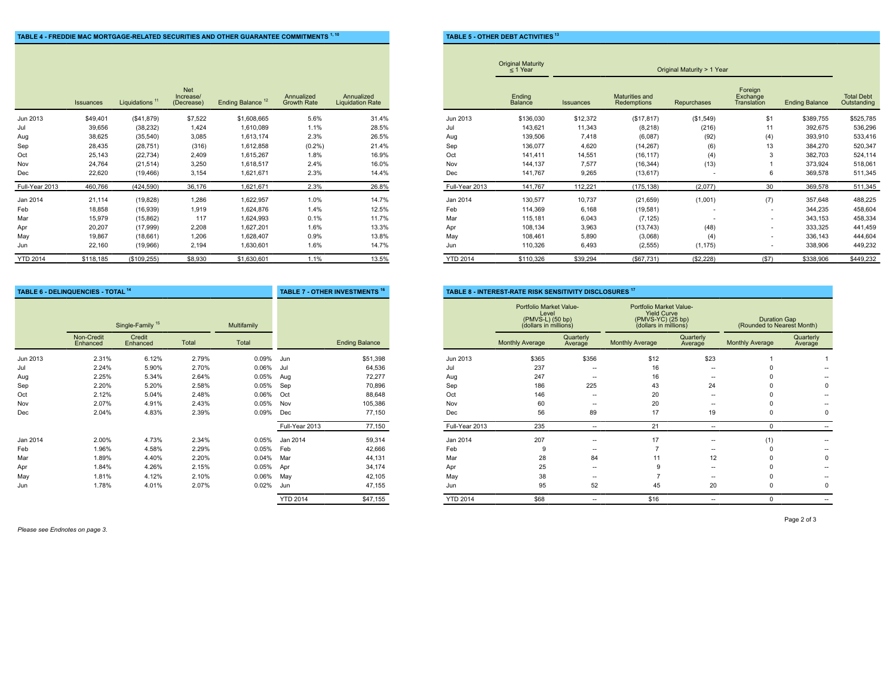### TABLE 4 - FREDDIE MAC MORTGAGE-RELATED SECURITIES AND OTHER GUARANTEE COMMITMENTS [1, 10]

| | Issuances | Liquidations [11] | Net Increase/ (Decrease) | Ending Balance [12] | Annualized Growth Rate | Annualized Liquidation Rate |
|---|---|---|---|---|---|---|
| Jun 2013 | $49,401 | ($41,879) | $7,522 | $1,608,665 | 5.6% | 31.4% |
| Jul | 39,656 | (38,232) | 1,424 | 1,610,089 | 1.1% | 28.5% |
| Aug | 38,625 | (35,540) | 3,085 | 1,613,174 | 2.3% | 26.5% |
| Sep | 28,435 | (28,751) | (316) | 1,612,858 | (0.2%) | 21.4% |
| Oct | 25,143 | (22,734) | 2,409 | 1,615,267 | 1.8% | 16.9% |
| Nov | 24,764 | (21,514) | 3,250 | 1,618,517 | 2.4% | 16.0% |
| Dec | 22,620 | (19,466) | 3,154 | 1,621,671 | 2.3% | 14.4% |
| Full-Year 2013 | 460,766 | (424,590) | 36,176 | 1,621,671 | 2.3% | 26.8% |
| Jan 2014 | 21,114 | (19,828) | 1,286 | 1,622,957 | 1.0% | 14.7% |
| Feb | 18,858 | (16,939) | 1,919 | 1,624,876 | 1.4% | 12.5% |
| Mar | 15,979 | (15,862) | 117 | 1,624,993 | 0.1% | 11.7% |
| Apr | 20,207 | (17,999) | 2,208 | 1,627,201 | 1.6% | 13.3% |
| May | 19,867 | (18,661) | 1,206 | 1,628,407 | 0.9% | 13.8% |
| Jun | 22,160 | (19,966) | 2,194 | 1,630,601 | 1.6% | 14.7% |
| YTD 2014 | $118,185 | ($109,255) | $8,930 | $1,630,601 | 1.1% | 13.5% |

### TABLE 5 - OTHER DEBT ACTIVITIES [13]

| | Original Maturity ≤ 1 Year | Original Maturity > 1 Year | | | | | |
|---|---|---|---|---|---|---|---|
| | Ending Balance | Issuances | Maturities and Redemptions | Repurchases | Foreign Exchange Translation | Ending Balance | Total Debt Outstanding |
| Jun 2013 | $136,030 | $12,372 | ($17,817) | ($1,549) | $1 | $389,755 | $525,785 |
| Jul | 143,621 | 11,343 | (8,218) | (216) | 11 | 392,675 | 536,296 |
| Aug | 139,506 | 7,418 | (6,087) | (92) | (4) | 393,910 | 533,416 |
| Sep | 136,077 | 4,620 | (14,267) | (6) | 13 | 384,270 | 520,347 |
| Oct | 141,411 | 14,551 | (16,117) | (4) | 3 | 382,703 | 524,114 |
| Nov | 144,137 | 7,577 | (16,344) | (13) | 1 | 373,924 | 518,061 |
| Dec | 141,767 | 9,265 | (13,617) | - | 6 | 369,578 | 511,345 |
| Full-Year 2013 | 141,767 | 112,221 | (175,138) | (2,077) | 30 | 369,578 | 511,345 |
| Jan 2014 | 130,577 | 10,737 | (21,659) | (1,001) | (7) | 357,648 | 488,225 |
| Feb | 114,369 | 6,168 | (19,581) | - | - | 344,235 | 458,604 |
| Mar | 115,181 | 6,043 | (7,125) | - | - | 343,153 | 458,334 |
| Apr | 108,134 | 3,963 | (13,743) | (48) | - | 333,325 | 441,459 |
| May | 108,461 | 5,890 | (3,068) | (4) | - | 336,143 | 444,604 |
| Jun | 110,326 | 6,493 | (2,555) | (1,175) | - | 338,906 | 449,232 |
| YTD 2014 | $110,326 | $39,294 | ($67,731) | ($2,228) | ($7) | $338,906 | $449,232 |

### TABLE 6 - DELINQUENCIES - TOTAL [14]

| | Single-Family [15] | | | Multifamily |
|---|---|---|---|---|
| | Non-Credit Enhanced | Credit Enhanced | Total | Total |
| Jun 2013 | 2.31% | 6.12% | 2.79% | 0.09% |
| Jul | 2.24% | 5.90% | 2.70% | 0.06% |
| Aug | 2.25% | 5.34% | 2.64% | 0.05% |
| Sep | 2.20% | 5.20% | 2.58% | 0.05% |
| Oct | 2.12% | 5.04% | 2.48% | 0.06% |
| Nov | 2.07% | 4.91% | 2.43% | 0.05% |
| Dec | 2.04% | 4.83% | 2.39% | 0.09% |
| Jan 2014 | 2.00% | 4.73% | 2.34% | 0.05% |
| Feb | 1.96% | 4.58% | 2.29% | 0.05% |
| Mar | 1.89% | 4.40% | 2.20% | 0.04% |
| Apr | 1.84% | 4.26% | 2.15% | 0.05% |
| May | 1.81% | 4.12% | 2.10% | 0.06% |
| Jun | 1.78% | 4.01% | 2.07% | 0.02% |

### TABLE 7 - OTHER INVESTMENTS [16]

| | Ending Balance |
|---|---|
| Jun | $51,398 |
| Jul | 64,536 |
| Aug | 72,277 |
| Sep | 70,896 |
| Oct | 88,648 |
| Nov | 105,386 |
| Dec | 77,150 |
| Full-Year 2013 | 77,150 |
| Jan 2014 | 59,314 |
| Feb | 42,666 |
| Mar | 44,131 |
| Apr | 34,174 |
| May | 42,105 |
| Jun | 47,155 |
| YTD 2014 | $47,155 |

### TABLE 8 - INTEREST-RATE RISK SENSITIVITY DISCLOSURES [17]

| | Portfolio Market Value-Level (PMVS-L) (50 bp) (dollars in millions) | | Portfolio Market Value-Yield Curve (PMVS-YC) (25 bp) (dollars in millions) | | Duration Gap (Rounded to Nearest Month) | |
|---|---|---|---|---|---|---|
| | Monthly Average | Quarterly Average | Monthly Average | Quarterly Average | Monthly Average | Quarterly Average |
| Jun 2013 | $365 | $356 | $12 | $23 | 1 | 1 |
| Jul | 237 | -- | 16 | -- | 0 | -- |
| Aug | 247 | -- | 16 | -- | 0 | -- |
| Sep | 186 | 225 | 43 | 24 | 0 | 0 |
| Oct | 146 | -- | 20 | -- | 0 | -- |
| Nov | 60 | -- | 20 | -- | 0 | -- |
| Dec | 56 | 89 | 17 | 19 | 0 | 0 |
| Full-Year 2013 | 235 | -- | 21 | -- | 0 | -- |
| Jan 2014 | 207 | -- | 17 | -- | (1) | -- |
| Feb | 9 | -- | 7 | -- | 0 | -- |
| Mar | 28 | 84 | 11 | 12 | 0 | 0 |
| Apr | 25 | -- | 9 | -- | 0 | -- |
| May | 38 | -- | 7 | -- | 0 | -- |
| Jun | 95 | 52 | 45 | 20 | 0 | 0 |
| YTD 2014 | $68 | -- | $16 | -- | 0 | -- |

*Please see Endnotes on page 3.*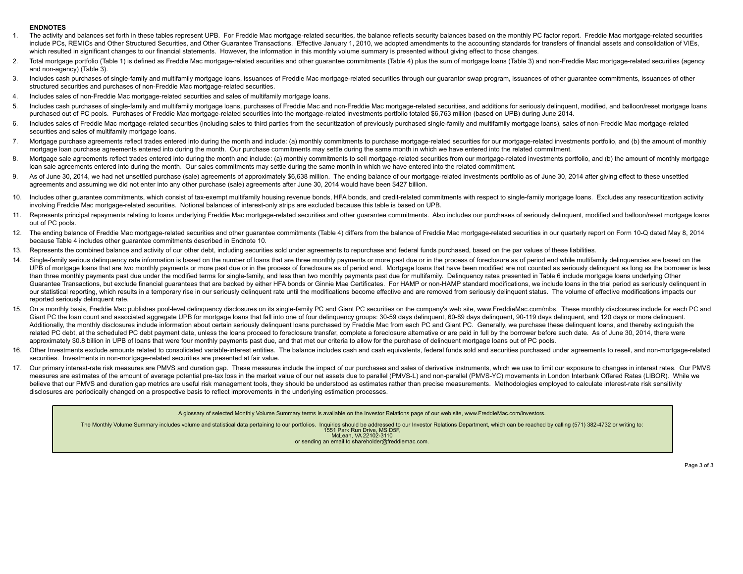**ENDNOTES**

1. The activity and balances set forth in these tables represent UPB. For Freddie Mac mortgage-related securities, the balance reflects security balances based on the monthly PC factor report. Freddie Mac mortgage-related securities include PCs, REMICs and Other Structured Securities, and Other Guarantee Transactions. Effective January 1, 2010, we adopted amendments to the accounting standards for transfers of financial assets and consolidation of VIEs, which resulted in significant changes to our financial statements. However, the information in this monthly volume summary is presented without giving effect to those changes.
2. Total mortgage portfolio (Table 1) is defined as Freddie Mac mortgage-related securities and other guarantee commitments (Table 4) plus the sum of mortgage loans (Table 3) and non-Freddie Mac mortgage-related securities (agency and non-agency) (Table 3).
3. Includes cash purchases of single-family and multifamily mortgage loans, issuances of Freddie Mac mortgage-related securities through our guarantor swap program, issuances of other guarantee commitments, issuances of other structured securities and purchases of non-Freddie Mac mortgage-related securities.
4. Includes sales of non-Freddie Mac mortgage-related securities and sales of multifamily mortgage loans.
5. Includes cash purchases of single-family and multifamily mortgage loans, purchases of Freddie Mac and non-Freddie Mac mortgage-related securities, and additions for seriously delinquent, modified, and balloon/reset mortgage loans purchased out of PC pools. Purchases of Freddie Mac mortgage-related securities into the mortgage-related investments portfolio totaled $6,763 million (based on UPB) during June 2014.
6. Includes sales of Freddie Mac mortgage-related securities (including sales to third parties from the securitization of previously purchased single-family and multifamily mortgage loans), sales of non-Freddie Mac mortgage-related securities and sales of multifamily mortgage loans.
7. Mortgage purchase agreements reflect trades entered into during the month and include: (a) monthly commitments to purchase mortgage-related securities for our mortgage-related investments portfolio, and (b) the amount of monthly mortgage loan purchase agreements entered into during the month. Our purchase commitments may settle during the same month in which we have entered into the related commitment.
8. Mortgage sale agreements reflect trades entered into during the month and include: (a) monthly commitments to sell mortgage-related securities from our mortgage-related investments portfolio, and (b) the amount of monthly mortgage loan sale agreements entered into during the month. Our sales commitments may settle during the same month in which we have entered into the related commitment.
9. As of June 30, 2014, we had net unsettled purchase (sale) agreements of approximately $6,638 million. The ending balance of our mortgage-related investments portfolio as of June 30, 2014 after giving effect to these unsettled agreements and assuming we did not enter into any other purchase (sale) agreements after June 30, 2014 would have been $427 billion.
10. Includes other guarantee commitments, which consist of tax-exempt multifamily housing revenue bonds, HFA bonds, and credit-related commitments with respect to single-family mortgage loans. Excludes any resecuritization activity involving Freddie Mac mortgage-related securities. Notional balances of interest-only strips are excluded because this table is based on UPB.
11. Represents principal repayments relating to loans underlying Freddie Mac mortgage-related securities and other guarantee commitments. Also includes our purchases of seriously delinquent, modified and balloon/reset mortgage loans out of PC pools.
12. The ending balance of Freddie Mac mortgage-related securities and other guarantee commitments (Table 4) differs from the balance of Freddie Mac mortgage-related securities in our quarterly report on Form 10-Q dated May 8, 2014 because Table 4 includes other guarantee commitments described in Endnote 10.
13. Represents the combined balance and activity of our other debt, including securities sold under agreements to repurchase and federal funds purchased, based on the par values of these liabilities.
14. Single-family serious delinquency rate information is based on the number of loans that are three monthly payments or more past due or in the process of foreclosure as of period end while multifamily delinquencies are based on the UPB of mortgage loans that are two monthly payments or more past due or in the process of foreclosure as of period end. Mortgage loans that have been modified are not counted as seriously delinquent as long as the borrower is less than three monthly payments past due under the modified terms for single-family, and less than two monthly payments past due for multifamily. Delinquency rates presented in Table 6 include mortgage loans underlying Other Guarantee Transactions, but exclude financial guarantees that are backed by either HFA bonds or Ginnie Mae Certificates. For HAMP or non-HAMP standard modifications, we include loans in the trial period as seriously delinquent in our statistical reporting, which results in a temporary rise in our seriously delinquent rate until the modifications become effective and are removed from seriously delinquent status. The volume of effective modifications impacts our reported seriously delinquent rate.
15. On a monthly basis, Freddie Mac publishes pool-level delinquency disclosures on its single-family PC and Giant PC securities on the company's web site, www.FreddieMac.com/mbs. These monthly disclosures include for each PC and Giant PC the loan count and associated aggregate UPB for mortgage loans that fall into one of four delinquency groups: 30-59 days delinquent, 60-89 days delinquent, 90-119 days delinquent, and 120 days or more delinquent. Additionally, the monthly disclosures include information about certain seriously delinquent loans purchased by Freddie Mac from each PC and Giant PC. Generally, we purchase these delinquent loans, and thereby extinguish the related PC debt, at the scheduled PC debt payment date, unless the loans proceed to foreclosure transfer, complete a foreclosure alternative or are paid in full by the borrower before such date. As of June 30, 2014, there were approximately $0.8 billion in UPB of loans that were four monthly payments past due, and that met our criteria to allow for the purchase of delinquent mortgage loans out of PC pools.
16. Other Investments exclude amounts related to consolidated variable-interest entities. The balance includes cash and cash equivalents, federal funds sold and securities purchased under agreements to resell, and non-mortgage-related securities. Investments in non-mortgage-related securities are presented at fair value.
17. Our primary interest-rate risk measures are PMVS and duration gap. These measures include the impact of our purchases and sales of derivative instruments, which we use to limit our exposure to changes in interest rates. Our PMVS measures are estimates of the amount of average potential pre-tax loss in the market value of our net assets due to parallel (PMVS-L) and non-parallel (PMVS-YC) movements in London Interbank Offered Rates (LIBOR). While we believe that our PMVS and duration gap metrics are useful risk management tools, they should be understood as estimates rather than precise measurements. Methodologies employed to calculate interest-rate risk sensitivity disclosures are periodically changed on a prospective basis to reflect improvements in the underlying estimation processes.

A glossary of selected Monthly Volume Summary terms is available on the Investor Relations page of our web site, www.FreddieMac.com/investors.

The Monthly Volume Summary includes volume and statistical data pertaining to our portfolios. Inquiries should be addressed to our Investor Relations Department, which can be reached by calling (571) 382-4732 or writing to:
1551 Park Run Drive, MS D5F,
McLean, VA 22102-3110
or sending an email to shareholder@freddiemac.com.